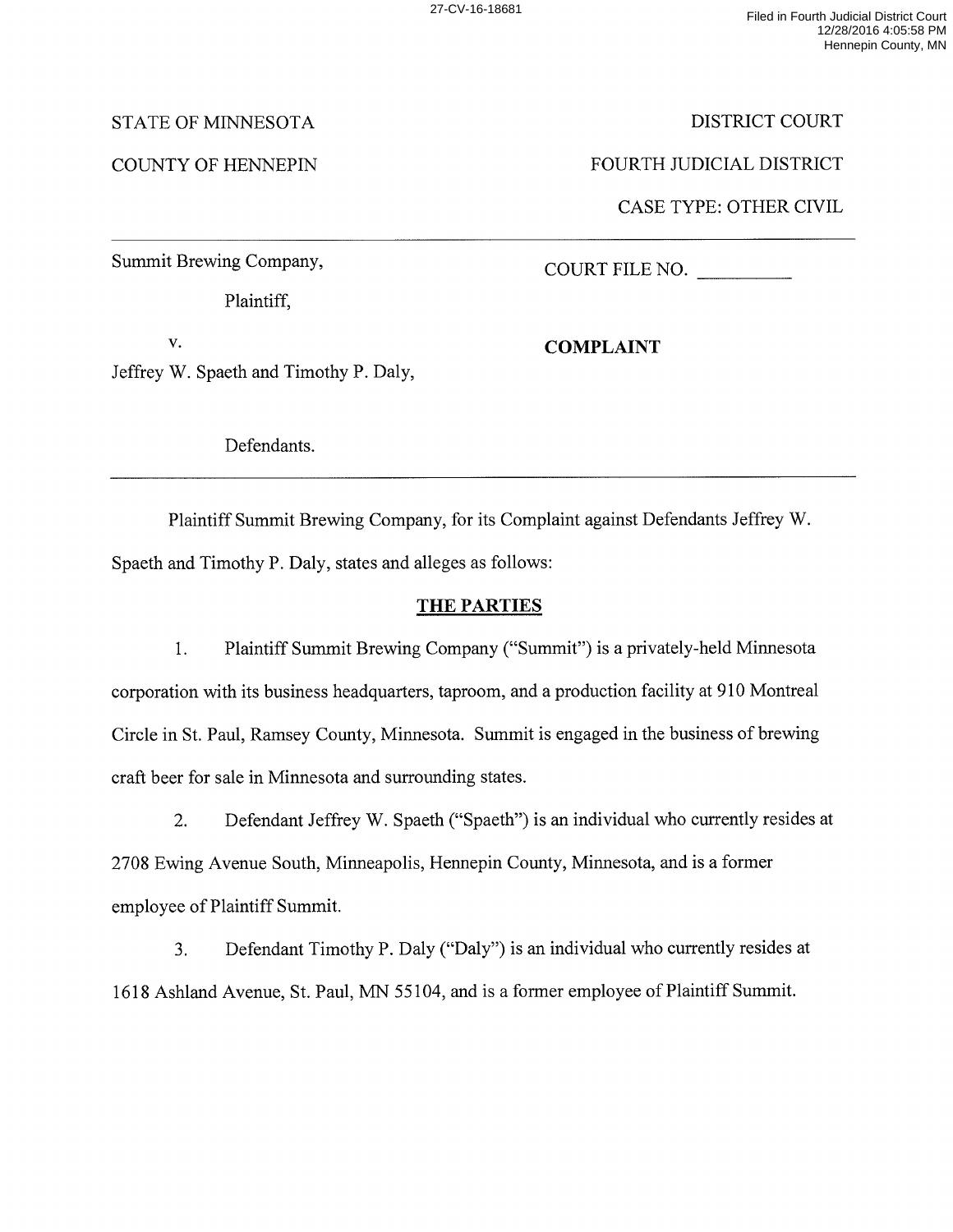STATE OF MINNESOTA | DISTRICT COURT

COUNTY OF HENNEPIN | FOURTH JUDICIAL DISTRICT

CASE TYPE: OTHER CIVIL

---

Summit Brewing Company,

Plaintiff,

v.

Jeffrey W. Spaeth and Timothy P. Daly,

Defendants.

COURT FILE NO. __________

**COMPLAINT**

---

Plaintiff Summit Brewing Company, for its Complaint against Defendants Jeffrey W. Spaeth and Timothy P. Daly, states and alleges as follows:

## THE PARTIES

1. Plaintiff Summit Brewing Company ("Summit") is a privately-held Minnesota corporation with its business headquarters, taproom, and a production facility at 910 Montreal Circle in St. Paul, Ramsey County, Minnesota. Summit is engaged in the business of brewing craft beer for sale in Minnesota and surrounding states.

2. Defendant Jeffrey W. Spaeth ("Spaeth") is an individual who currently resides at 2708 Ewing Avenue South, Minneapolis, Hennepin County, Minnesota, and is a former employee of Plaintiff Summit.

3. Defendant Timothy P. Daly ("Daly") is an individual who currently resides at 1618 Ashland Avenue, St. Paul, MN 55104, and is a former employee of Plaintiff Summit.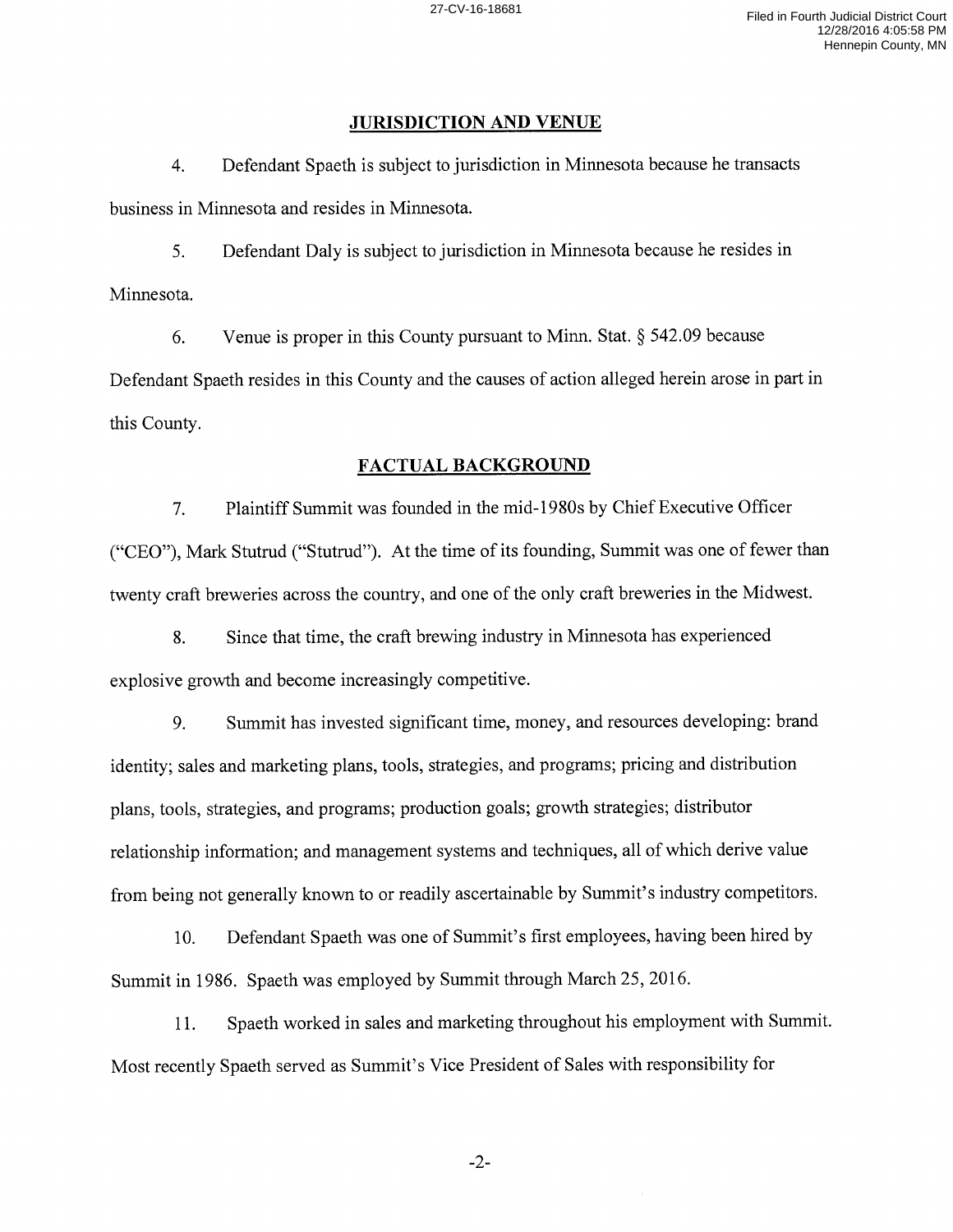## JURISDICTION AND VENUE

4. Defendant Spaeth is subject to jurisdiction in Minnesota because he transacts business in Minnesota and resides in Minnesota.

5. Defendant Daly is subject to jurisdiction in Minnesota because he resides in Minnesota.

6. Venue is proper in this County pursuant to Minn. Stat. § 542.09 because Defendant Spaeth resides in this County and the causes of action alleged herein arose in part in this County.

## FACTUAL BACKGROUND

7. Plaintiff Summit was founded in the mid-1980s by Chief Executive Officer ("CEO"), Mark Stutrud ("Stutrud"). At the time of its founding, Summit was one of fewer than twenty craft breweries across the country, and one of the only craft breweries in the Midwest.

8. Since that time, the craft brewing industry in Minnesota has experienced explosive growth and become increasingly competitive.

9. Summit has invested significant time, money, and resources developing: brand identity; sales and marketing plans, tools, strategies, and programs; pricing and distribution plans, tools, strategies, and programs; production goals; growth strategies; distributor relationship information; and management systems and techniques, all of which derive value from being not generally known to or readily ascertainable by Summit's industry competitors.

10. Defendant Spaeth was one of Summit's first employees, having been hired by Summit in 1986. Spaeth was employed by Summit through March 25, 2016.

11. Spaeth worked in sales and marketing throughout his employment with Summit. Most recently Spaeth served as Summit's Vice President of Sales with responsibility for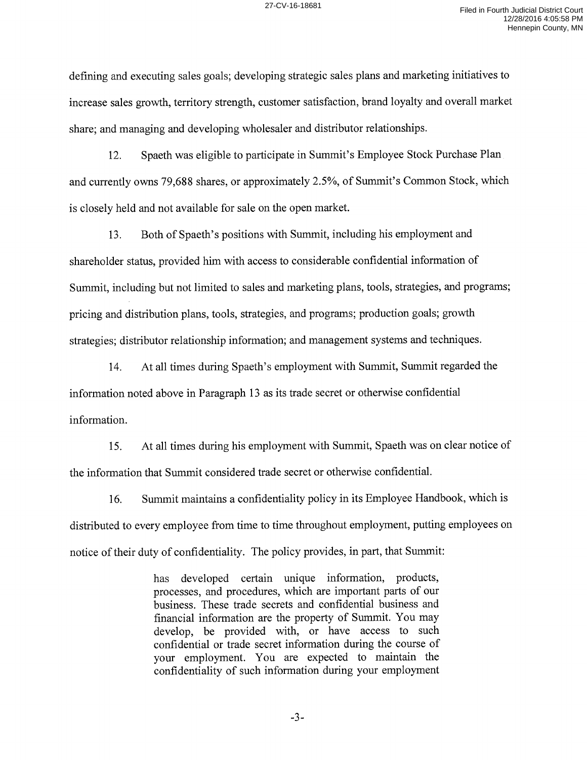defining and executing sales goals; developing strategic sales plans and marketing initiatives to increase sales growth, territory strength, customer satisfaction, brand loyalty and overall market share; and managing and developing wholesaler and distributor relationships.

12. Spaeth was eligible to participate in Summit's Employee Stock Purchase Plan and currently owns 79,688 shares, or approximately 2.5%, of Summit's Common Stock, which is closely held and not available for sale on the open market.

13. Both of Spaeth's positions with Summit, including his employment and shareholder status, provided him with access to considerable confidential information of Summit, including but not limited to sales and marketing plans, tools, strategies, and programs; pricing and distribution plans, tools, strategies, and programs; production goals; growth strategies; distributor relationship information; and management systems and techniques.

14. At all times during Spaeth's employment with Summit, Summit regarded the information noted above in Paragraph 13 as its trade secret or otherwise confidential information.

15. At all times during his employment with Summit, Spaeth was on clear notice of the information that Summit considered trade secret or otherwise confidential.

16. Summit maintains a confidentiality policy in its Employee Handbook, which is distributed to every employee from time to time throughout employment, putting employees on notice of their duty of confidentiality. The policy provides, in part, that Summit:

> has developed certain unique information, products, processes, and procedures, which are important parts of our business. These trade secrets and confidential business and financial information are the property of Summit. You may develop, be provided with, or have access to such confidential or trade secret information during the course of your employment. You are expected to maintain the confidentiality of such information during your employment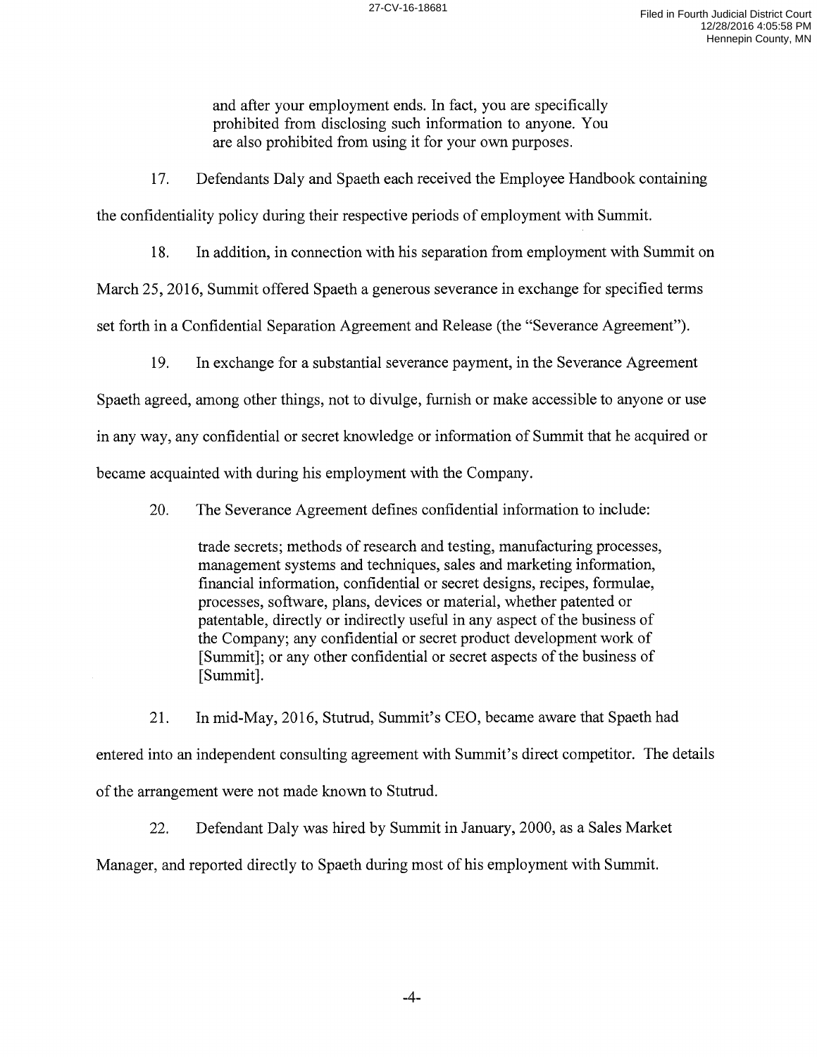> and after your employment ends. In fact, you are specifically prohibited from disclosing such information to anyone. You are also prohibited from using it for your own purposes.

17. Defendants Daly and Spaeth each received the Employee Handbook containing the confidentiality policy during their respective periods of employment with Summit.

18. In addition, in connection with his separation from employment with Summit on March 25, 2016, Summit offered Spaeth a generous severance in exchange for specified terms set forth in a Confidential Separation Agreement and Release (the "Severance Agreement").

19. In exchange for a substantial severance payment, in the Severance Agreement Spaeth agreed, among other things, not to divulge, furnish or make accessible to anyone or use in any way, any confidential or secret knowledge or information of Summit that he acquired or became acquainted with during his employment with the Company.

20. The Severance Agreement defines confidential information to include:

> trade secrets; methods of research and testing, manufacturing processes, management systems and techniques, sales and marketing information, financial information, confidential or secret designs, recipes, formulae, processes, software, plans, devices or material, whether patented or patentable, directly or indirectly useful in any aspect of the business of the Company; any confidential or secret product development work of [Summit]; or any other confidential or secret aspects of the business of [Summit].

21. In mid-May, 2016, Stutrud, Summit's CEO, became aware that Spaeth had entered into an independent consulting agreement with Summit's direct competitor. The details of the arrangement were not made known to Stutrud.

22. Defendant Daly was hired by Summit in January, 2000, as a Sales Market Manager, and reported directly to Spaeth during most of his employment with Summit.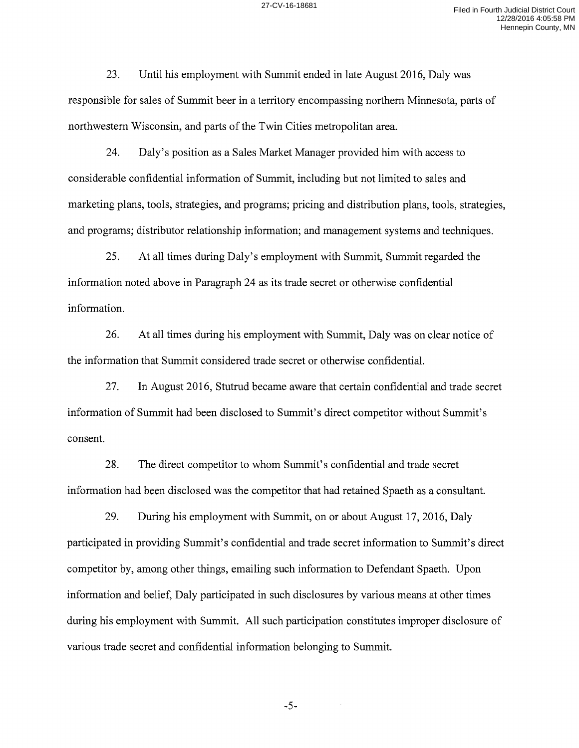23. Until his employment with Summit ended in late August 2016, Daly was responsible for sales of Summit beer in a territory encompassing northern Minnesota, parts of northwestern Wisconsin, and parts of the Twin Cities metropolitan area.

24. Daly's position as a Sales Market Manager provided him with access to considerable confidential information of Summit, including but not limited to sales and marketing plans, tools, strategies, and programs; pricing and distribution plans, tools, strategies, and programs; distributor relationship information; and management systems and techniques.

25. At all times during Daly's employment with Summit, Summit regarded the information noted above in Paragraph 24 as its trade secret or otherwise confidential information.

26. At all times during his employment with Summit, Daly was on clear notice of the information that Summit considered trade secret or otherwise confidential.

27. In August 2016, Stutrud became aware that certain confidential and trade secret information of Summit had been disclosed to Summit's direct competitor without Summit's consent.

28. The direct competitor to whom Summit's confidential and trade secret information had been disclosed was the competitor that had retained Spaeth as a consultant.

29. During his employment with Summit, on or about August 17, 2016, Daly participated in providing Summit's confidential and trade secret information to Summit's direct competitor by, among other things, emailing such information to Defendant Spaeth. Upon information and belief, Daly participated in such disclosures by various means at other times during his employment with Summit. All such participation constitutes improper disclosure of various trade secret and confidential information belonging to Summit.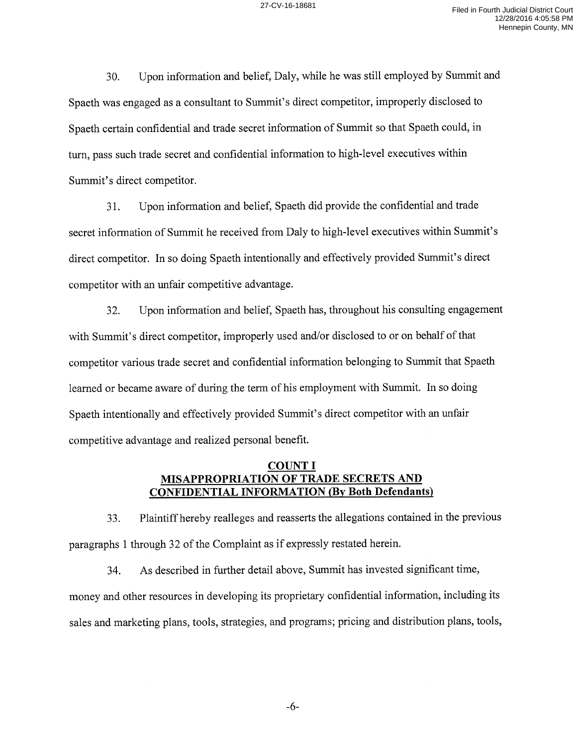30. Upon information and belief, Daly, while he was still employed by Summit and Spaeth was engaged as a consultant to Summit's direct competitor, improperly disclosed to Spaeth certain confidential and trade secret information of Summit so that Spaeth could, in turn, pass such trade secret and confidential information to high-level executives within Summit's direct competitor.

31. Upon information and belief, Spaeth did provide the confidential and trade secret information of Summit he received from Daly to high-level executives within Summit's direct competitor. In so doing Spaeth intentionally and effectively provided Summit's direct competitor with an unfair competitive advantage.

32. Upon information and belief, Spaeth has, throughout his consulting engagement with Summit's direct competitor, improperly used and/or disclosed to or on behalf of that competitor various trade secret and confidential information belonging to Summit that Spaeth learned or became aware of during the term of his employment with Summit. In so doing Spaeth intentionally and effectively provided Summit's direct competitor with an unfair competitive advantage and realized personal benefit.

## COUNT I
## MISAPPROPRIATION OF TRADE SECRETS AND CONFIDENTIAL INFORMATION (By Both Defendants)

33. Plaintiff hereby realleges and reasserts the allegations contained in the previous paragraphs 1 through 32 of the Complaint as if expressly restated herein.

34. As described in further detail above, Summit has invested significant time, money and other resources in developing its proprietary confidential information, including its sales and marketing plans, tools, strategies, and programs; pricing and distribution plans, tools,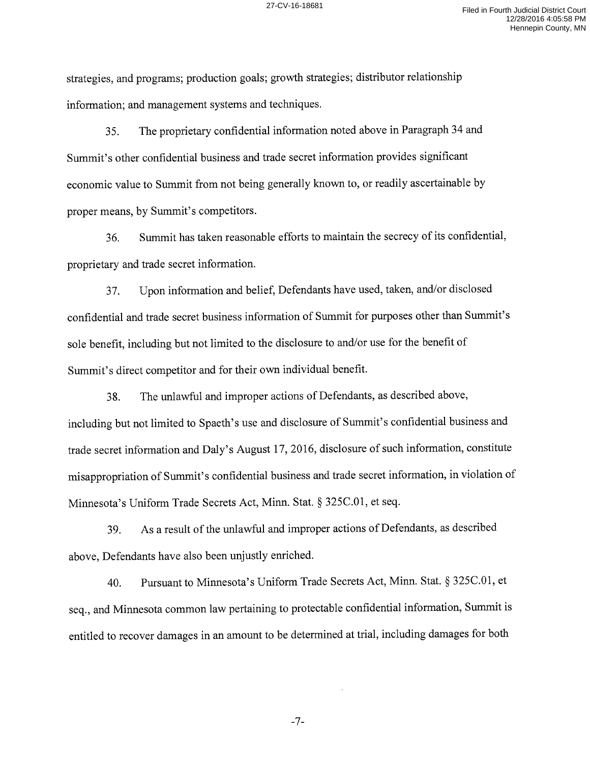strategies, and programs; production goals; growth strategies; distributor relationship information; and management systems and techniques.

35. The proprietary confidential information noted above in Paragraph 34 and Summit's other confidential business and trade secret information provides significant economic value to Summit from not being generally known to, or readily ascertainable by proper means, by Summit's competitors.

36. Summit has taken reasonable efforts to maintain the secrecy of its confidential, proprietary and trade secret information.

37. Upon information and belief, Defendants have used, taken, and/or disclosed confidential and trade secret business information of Summit for purposes other than Summit's sole benefit, including but not limited to the disclosure to and/or use for the benefit of Summit's direct competitor and for their own individual benefit.

38. The unlawful and improper actions of Defendants, as described above, including but not limited to Spaeth's use and disclosure of Summit's confidential business and trade secret information and Daly's August 17, 2016, disclosure of such information, constitute misappropriation of Summit's confidential business and trade secret information, in violation of Minnesota's Uniform Trade Secrets Act, Minn. Stat. § 325C.01, et seq.

39. As a result of the unlawful and improper actions of Defendants, as described above, Defendants have also been unjustly enriched.

40. Pursuant to Minnesota's Uniform Trade Secrets Act, Minn. Stat. § 325C.01, et seq., and Minnesota common law pertaining to protectable confidential information, Summit is entitled to recover damages in an amount to be determined at trial, including damages for both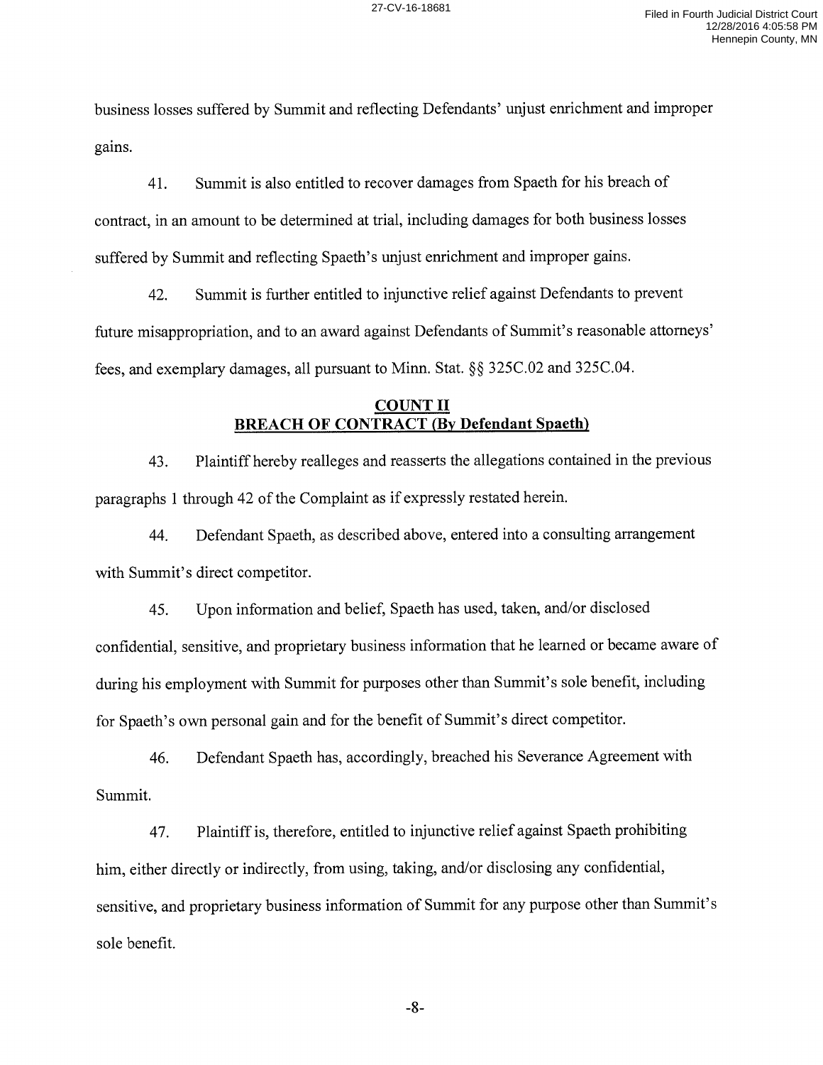business losses suffered by Summit and reflecting Defendants' unjust enrichment and improper gains.

41. Summit is also entitled to recover damages from Spaeth for his breach of contract, in an amount to be determined at trial, including damages for both business losses suffered by Summit and reflecting Spaeth's unjust enrichment and improper gains.

42. Summit is further entitled to injunctive relief against Defendants to prevent future misappropriation, and to an award against Defendants of Summit's reasonable attorneys' fees, and exemplary damages, all pursuant to Minn. Stat. §§ 325C.02 and 325C.04.

## COUNT II
## BREACH OF CONTRACT (By Defendant Spaeth)

43. Plaintiff hereby realleges and reasserts the allegations contained in the previous paragraphs 1 through 42 of the Complaint as if expressly restated herein.

44. Defendant Spaeth, as described above, entered into a consulting arrangement with Summit's direct competitor.

45. Upon information and belief, Spaeth has used, taken, and/or disclosed confidential, sensitive, and proprietary business information that he learned or became aware of during his employment with Summit for purposes other than Summit's sole benefit, including for Spaeth's own personal gain and for the benefit of Summit's direct competitor.

46. Defendant Spaeth has, accordingly, breached his Severance Agreement with Summit.

47. Plaintiff is, therefore, entitled to injunctive relief against Spaeth prohibiting him, either directly or indirectly, from using, taking, and/or disclosing any confidential, sensitive, and proprietary business information of Summit for any purpose other than Summit's sole benefit.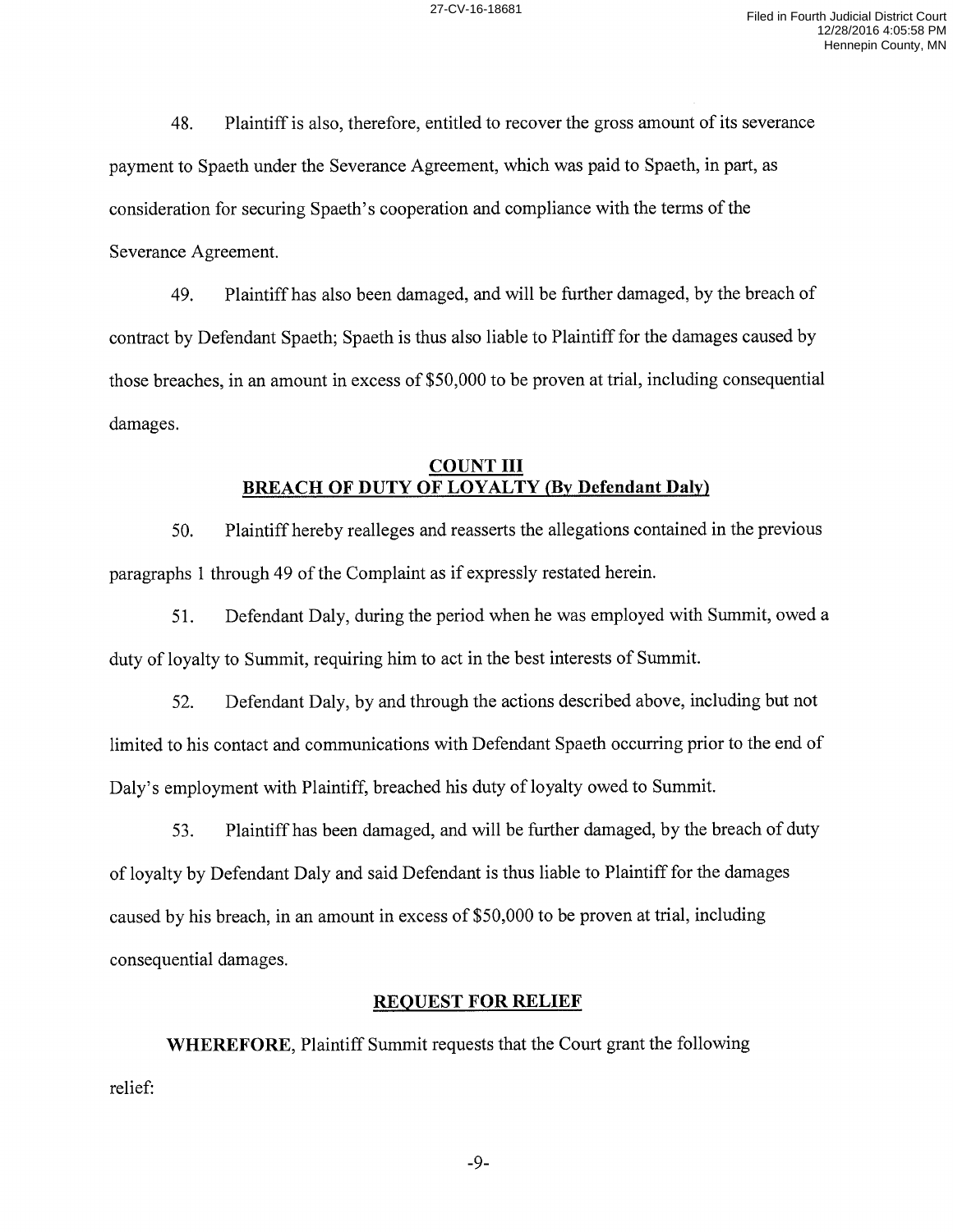48. Plaintiff is also, therefore, entitled to recover the gross amount of its severance payment to Spaeth under the Severance Agreement, which was paid to Spaeth, in part, as consideration for securing Spaeth's cooperation and compliance with the terms of the Severance Agreement.

49. Plaintiff has also been damaged, and will be further damaged, by the breach of contract by Defendant Spaeth; Spaeth is thus also liable to Plaintiff for the damages caused by those breaches, in an amount in excess of $50,000 to be proven at trial, including consequential damages.

## COUNT III
## BREACH OF DUTY OF LOYALTY (By Defendant Daly)

50. Plaintiff hereby realleges and reasserts the allegations contained in the previous paragraphs 1 through 49 of the Complaint as if expressly restated herein.

51. Defendant Daly, during the period when he was employed with Summit, owed a duty of loyalty to Summit, requiring him to act in the best interests of Summit.

52. Defendant Daly, by and through the actions described above, including but not limited to his contact and communications with Defendant Spaeth occurring prior to the end of Daly's employment with Plaintiff, breached his duty of loyalty owed to Summit.

53. Plaintiff has been damaged, and will be further damaged, by the breach of duty of loyalty by Defendant Daly and said Defendant is thus liable to Plaintiff for the damages caused by his breach, in an amount in excess of $50,000 to be proven at trial, including consequential damages.

## REQUEST FOR RELIEF

**WHEREFORE**, Plaintiff Summit requests that the Court grant the following relief: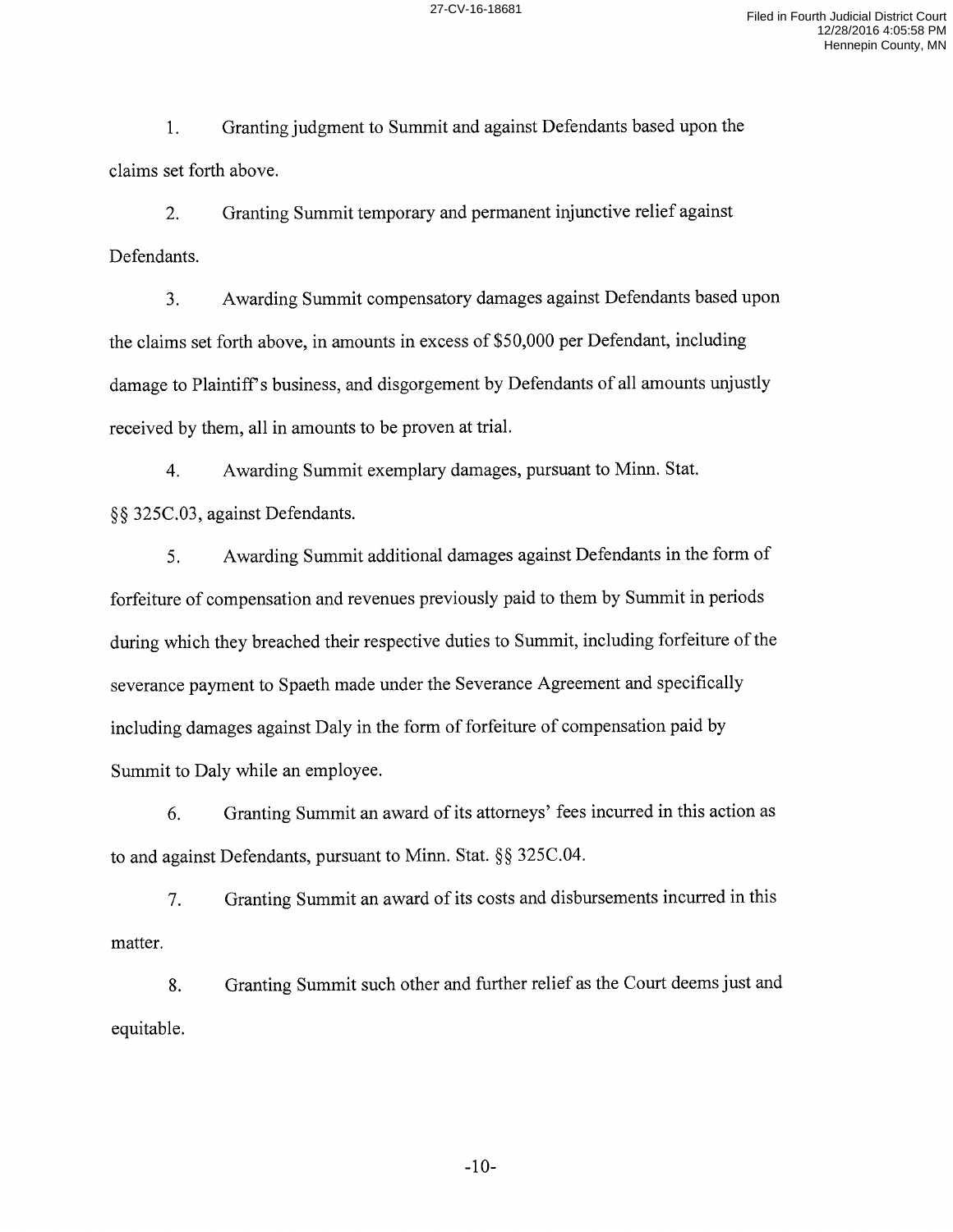1. Granting judgment to Summit and against Defendants based upon the claims set forth above.

2. Granting Summit temporary and permanent injunctive relief against Defendants.

3. Awarding Summit compensatory damages against Defendants based upon the claims set forth above, in amounts in excess of $50,000 per Defendant, including damage to Plaintiff's business, and disgorgement by Defendants of all amounts unjustly received by them, all in amounts to be proven at trial.

4. Awarding Summit exemplary damages, pursuant to Minn. Stat. §§ 325C.03, against Defendants.

5. Awarding Summit additional damages against Defendants in the form of forfeiture of compensation and revenues previously paid to them by Summit in periods during which they breached their respective duties to Summit, including forfeiture of the severance payment to Spaeth made under the Severance Agreement and specifically including damages against Daly in the form of forfeiture of compensation paid by Summit to Daly while an employee.

6. Granting Summit an award of its attorneys' fees incurred in this action as to and against Defendants, pursuant to Minn. Stat. §§ 325C.04.

7. Granting Summit an award of its costs and disbursements incurred in this matter.

8. Granting Summit such other and further relief as the Court deems just and equitable.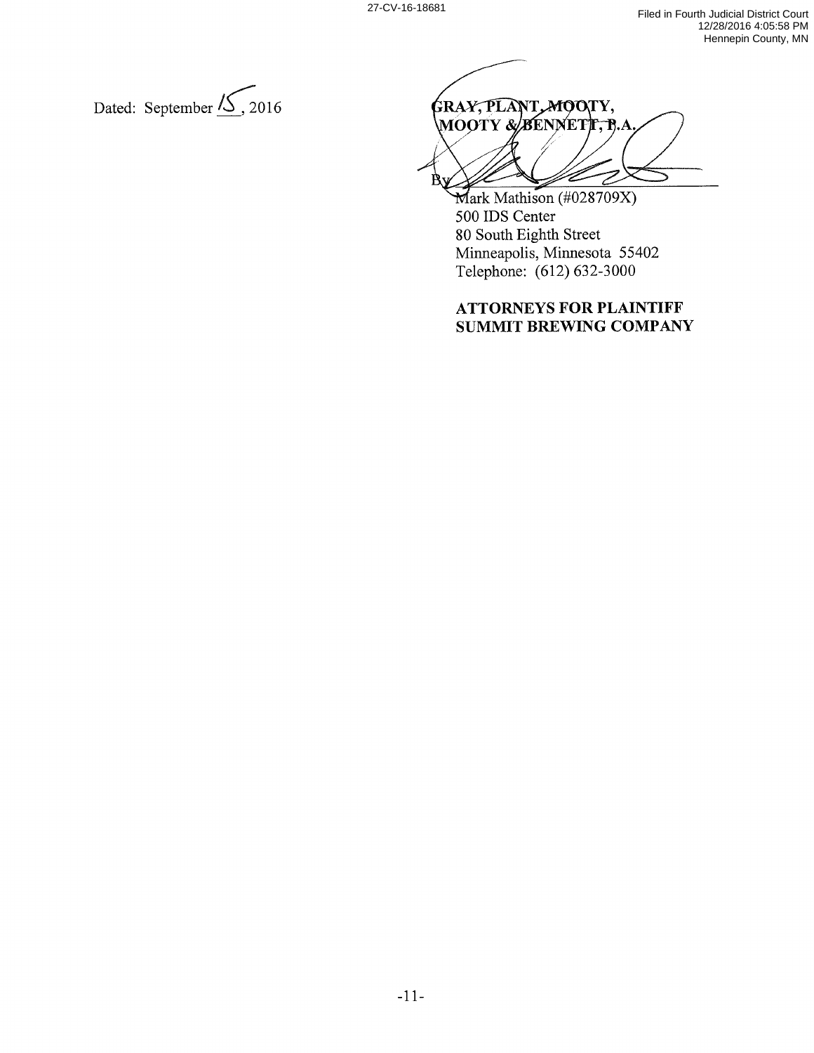Dated: September 15, 2016

**GRAY, PLANT, MOOTY, MOOTY & BENNETT, P.A.**

By ______________________
Mark Mathison (#028709X)
500 IDS Center
80 South Eighth Street
Minneapolis, Minnesota 55402
Telephone: (612) 632-3000

**ATTORNEYS FOR PLAINTIFF SUMMIT BREWING COMPANY**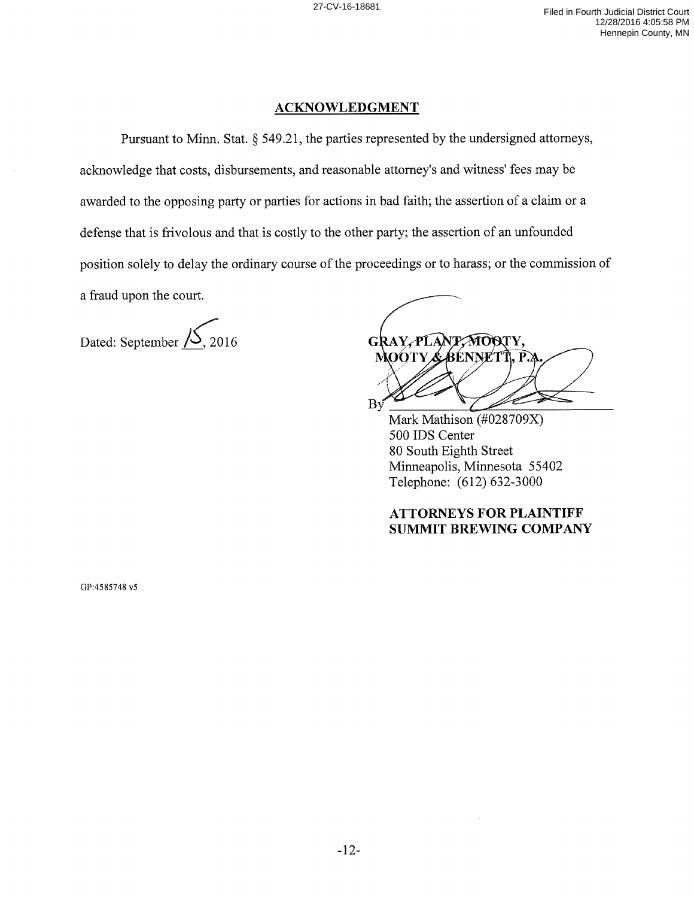## ACKNOWLEDGMENT

Pursuant to Minn. Stat. § 549.21, the parties represented by the undersigned attorneys, acknowledge that costs, disbursements, and reasonable attorney's and witness' fees may be awarded to the opposing party or parties for actions in bad faith; the assertion of a claim or a defense that is frivolous and that is costly to the other party; the assertion of an unfounded position solely to delay the ordinary course of the proceedings or to harass; or the commission of a fraud upon the court.

Dated: September 15, 2016

**GRAY, PLANT, MOOTY, MOOTY & BENNETT, P.A.**

By ______________________________

Mark Mathison (#028709X)
500 IDS Center
80 South Eighth Street
Minneapolis, Minnesota 55402
Telephone: (612) 632-3000

**ATTORNEYS FOR PLAINTIFF SUMMIT BREWING COMPANY**

GP:4585748 v5